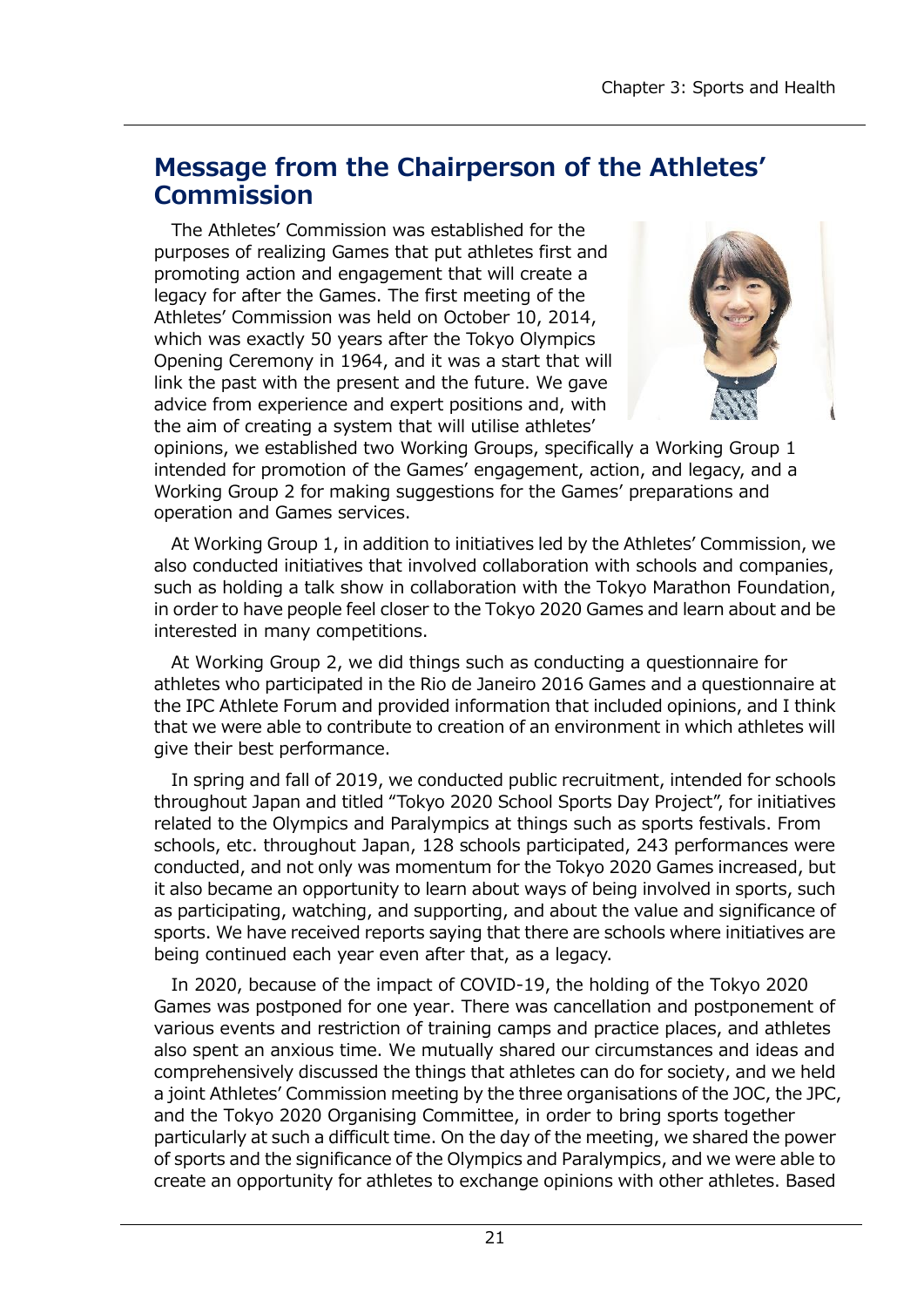## Message from the Chairperson of the Athletes' Commission

The Athletes' Commission was established for the purposes of realizing Games that put athletes first and promoting action and engagement that will create a legacy for after the Games. The first meeting of the Athletes' Commission was held on October 10, 2014, which was exactly 50 years after the Tokyo Olympics Opening Ceremony in 1964, and it was a start that will link the past with the present and the future. We gave advice from experience and expert positions and, with the aim of creating a system that will utilise athletes' opinions, we established two Working Groups, specifically a Working Group 1 intended for promotion of the Games' engagement, action, and legacy, and a Working Group 2 for making suggestions for the Games' preparations and operation and Games services.

At Working Group 1, in addition to initiatives led by the Athletes' Commission, we also conducted initiatives that involved collaboration with schools and companies, such as holding a talk show in collaboration with the Tokyo Marathon Foundation, in order to have people feel closer to the Tokyo 2020 Games and learn about and be interested in many competitions.

At Working Group 2, we did things such as conducting a questionnaire for athletes who participated in the Rio de Janeiro 2016 Games and a questionnaire at the IPC Athlete Forum and provided information that included opinions, and I think that we were able to contribute to creation of an environment in which athletes will give their best performance.

In spring and fall of 2019, we conducted public recruitment, intended for schools throughout Japan and titled "Tokyo 2020 School Sports Day Project", for initiatives related to the Olympics and Paralympics at things such as sports festivals. From schools, etc. throughout Japan, 128 schools participated, 243 performances were conducted, and not only was momentum for the Tokyo 2020 Games increased, but it also became an opportunity to learn about ways of being involved in sports, such as participating, watching, and supporting, and about the value and significance of sports. We have received reports saying that there are schools where initiatives are being continued each year even after that, as a legacy.

In 2020, because of the impact of COVID-19, the holding of the Tokyo 2020 Games was postponed for one year. There was cancellation and postponement of various events and restriction of training camps and practice places, and athletes also spent an anxious time. We mutually shared our circumstances and ideas and comprehensively discussed the things that athletes can do for society, and we held a joint Athletes' Commission meeting by the three organisations of the JOC, the JPC, and the Tokyo 2020 Organising Committee, in order to bring sports together particularly at such a difficult time. On the day of the meeting, we shared the power of sports and the significance of the Olympics and Paralympics, and we were able to create an opportunity for athletes to exchange opinions with other athletes. Based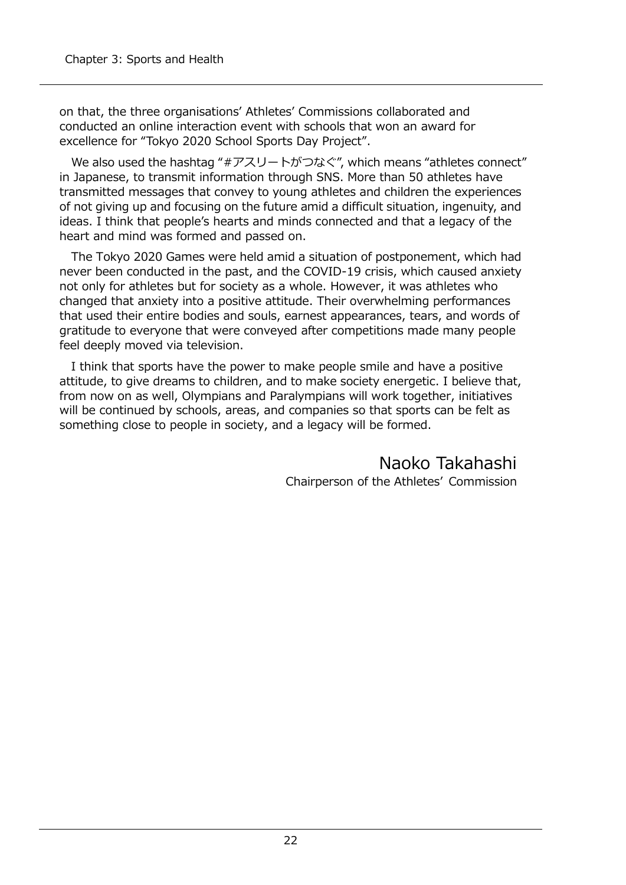on that, the three organisations' Athletes' Commissions collaborated and conducted an online interaction event with schools that won an award for excellence for "Tokyo 2020 School Sports Day Project".

We also used the hashtag "#アスリートがつなぐ", which means "athletes connect" in Japanese, to transmit information through SNS. More than 50 athletes have transmitted messages that convey to young athletes and children the experiences of not giving up and focusing on the future amid a difficult situation, ingenuity, and ideas. I think that people's hearts and minds connected and that a legacy of the heart and mind was formed and passed on.

The Tokyo 2020 Games were held amid a situation of postponement, which had never been conducted in the past, and the COVID-19 crisis, which caused anxiety not only for athletes but for society as a whole. However, it was athletes who changed that anxiety into a positive attitude. Their overwhelming performances that used their entire bodies and souls, earnest appearances, tears, and words of gratitude to everyone that were conveyed after competitions made many people feel deeply moved via television.

I think that sports have the power to make people smile and have a positive attitude, to give dreams to children, and to make society energetic. I believe that, from now on as well, Olympians and Paralympians will work together, initiatives will be continued by schools, areas, and companies so that sports can be felt as something close to people in society, and a legacy will be formed.

Naoko Takahashi
Chairperson of the Athletes' Commission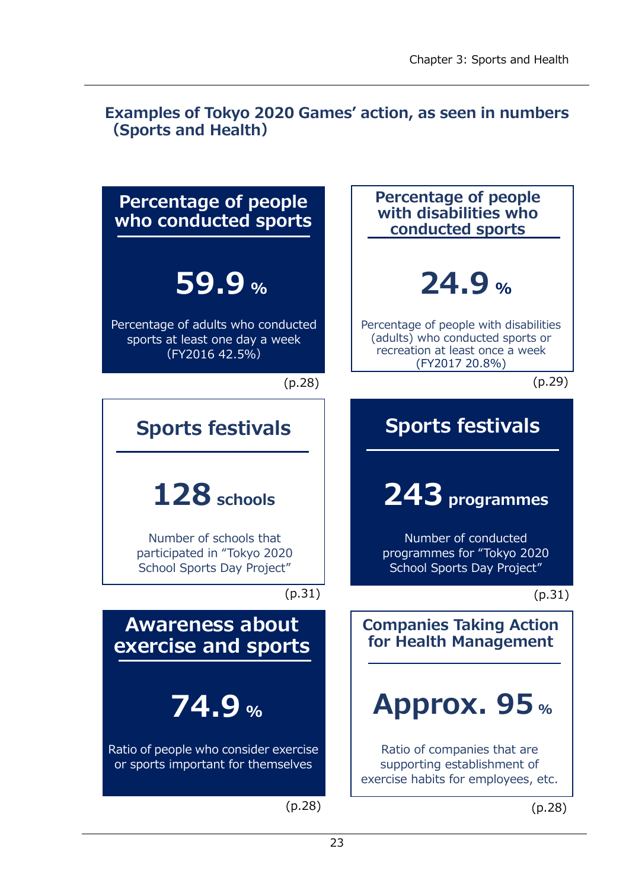## Examples of Tokyo 2020 Games' action, as seen in numbers (Sports and Health)

### Percentage of people who conducted sports

**59.9 %**

Percentage of adults who conducted sports at least one day a week (FY2016 42.5%)

(p.28)

### Percentage of people with disabilities who conducted sports

**24.9 %**

Percentage of people with disabilities (adults) who conducted sports or recreation at least once a week (FY2017 20.8%)

(p.29)

### Sports festivals

**128 schools**

Number of schools that participated in "Tokyo 2020 School Sports Day Project"

(p.31)

### Sports festivals

**243 programmes**

Number of conducted programmes for "Tokyo 2020 School Sports Day Project"

(p.31)

### Awareness about exercise and sports

**74.9 %**

Ratio of people who consider exercise or sports important for themselves

(p.28)

### Companies Taking Action for Health Management

**Approx. 95 %**

Ratio of companies that are supporting establishment of exercise habits for employees, etc.

(p.28)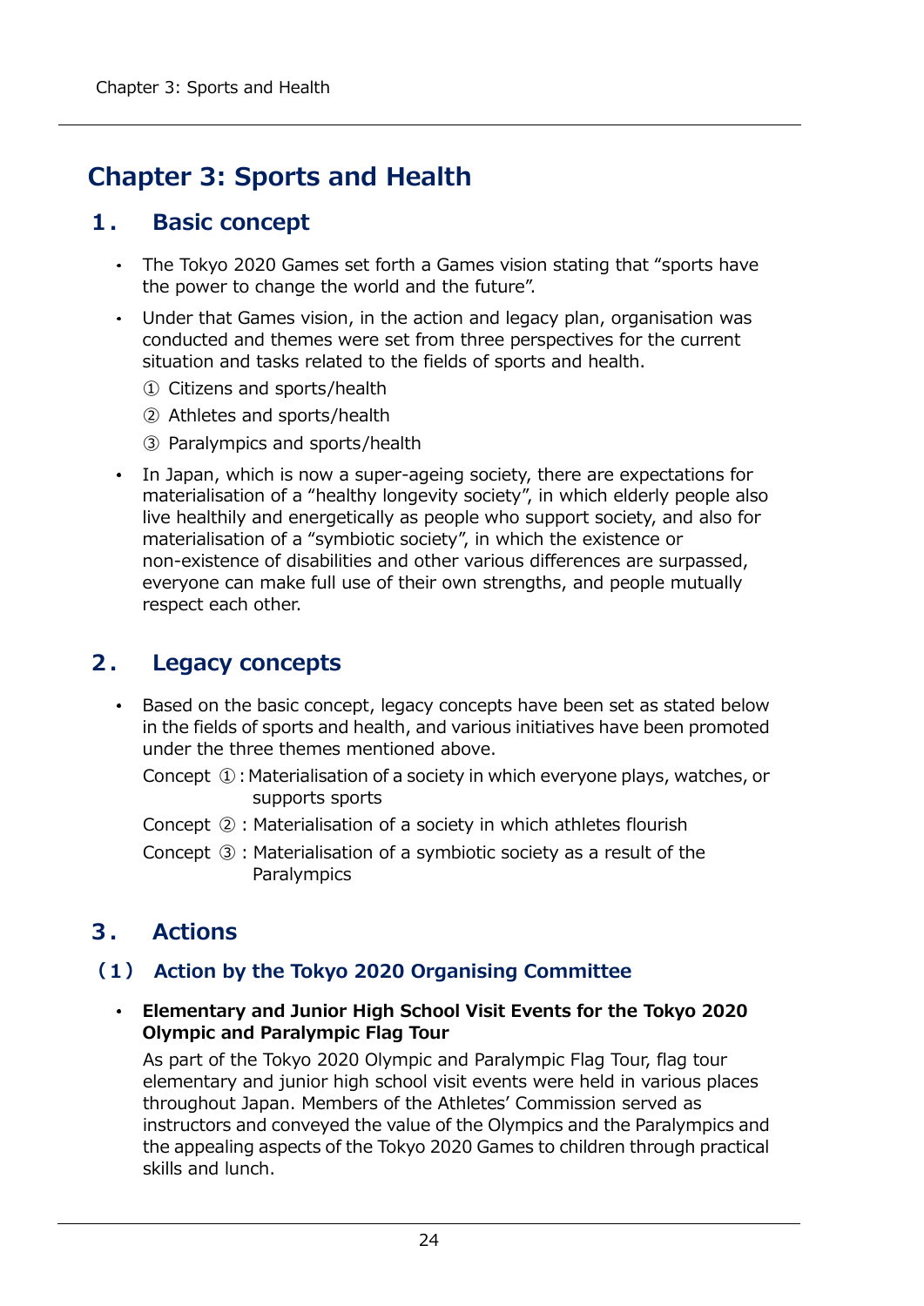# Chapter 3: Sports and Health

## 1. Basic concept

- The Tokyo 2020 Games set forth a Games vision stating that "sports have the power to change the world and the future".
- Under that Games vision, in the action and legacy plan, organisation was conducted and themes were set from three perspectives for the current situation and tasks related to the fields of sports and health.

  ① Citizens and sports/health

  ② Athletes and sports/health

  ③ Paralympics and sports/health
- In Japan, which is now a super-ageing society, there are expectations for materialisation of a "healthy longevity society", in which elderly people also live healthily and energetically as people who support society, and also for materialisation of a "symbiotic society", in which the existence or non-existence of disabilities and other various differences are surpassed, everyone can make full use of their own strengths, and people mutually respect each other.

## 2. Legacy concepts

- Based on the basic concept, legacy concepts have been set as stated below in the fields of sports and health, and various initiatives have been promoted under the three themes mentioned above.

  Concept ①: Materialisation of a society in which everyone plays, watches, or supports sports

  Concept ②: Materialisation of a society in which athletes flourish

  Concept ③: Materialisation of a symbiotic society as a result of the Paralympics

## 3. Actions

### (1) Action by the Tokyo 2020 Organising Committee

- **Elementary and Junior High School Visit Events for the Tokyo 2020 Olympic and Paralympic Flag Tour**

  As part of the Tokyo 2020 Olympic and Paralympic Flag Tour, flag tour elementary and junior high school visit events were held in various places throughout Japan. Members of the Athletes' Commission served as instructors and conveyed the value of the Olympics and the Paralympics and the appealing aspects of the Tokyo 2020 Games to children through practical skills and lunch.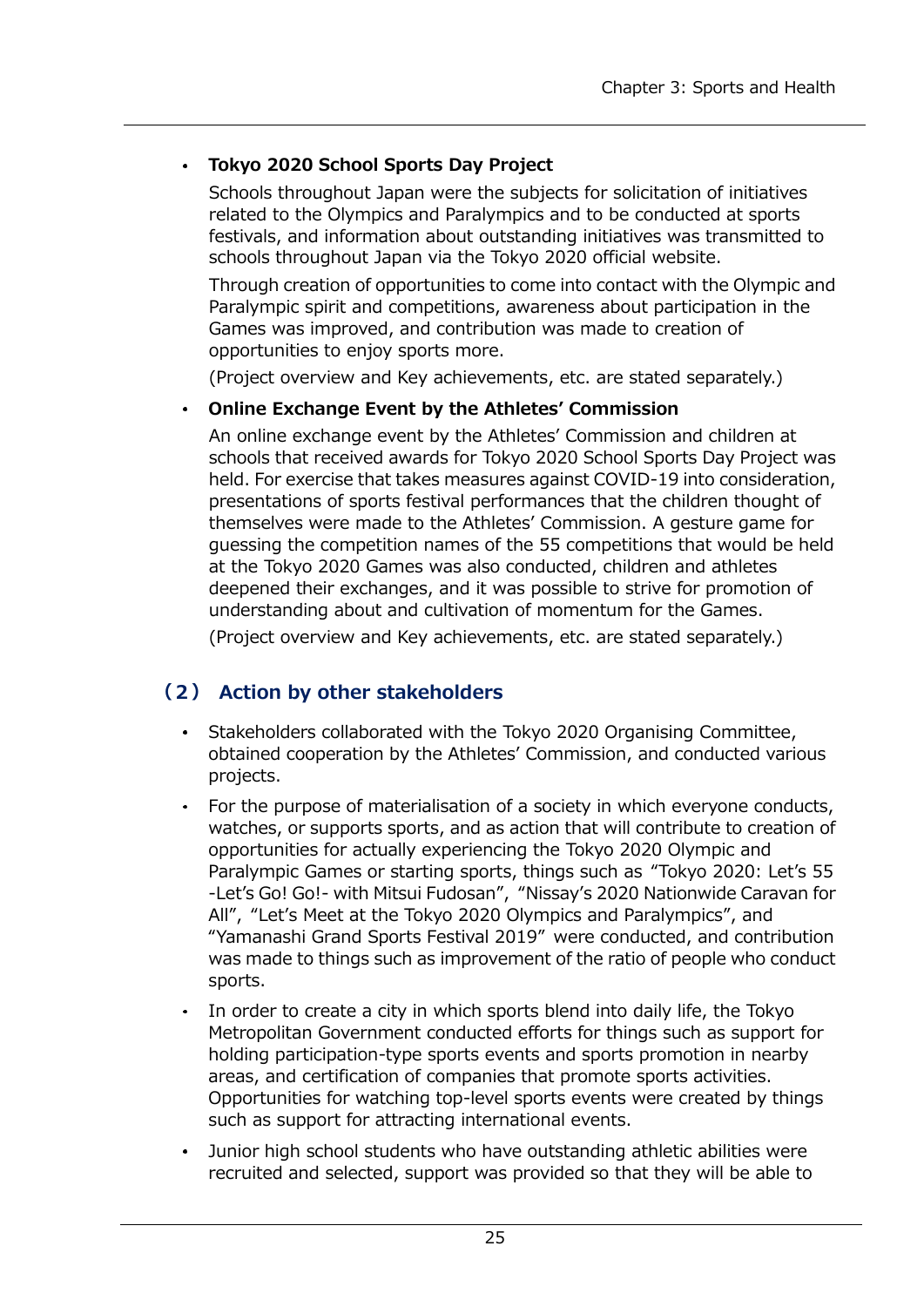- **Tokyo 2020 School Sports Day Project**

  Schools throughout Japan were the subjects for solicitation of initiatives related to the Olympics and Paralympics and to be conducted at sports festivals, and information about outstanding initiatives was transmitted to schools throughout Japan via the Tokyo 2020 official website.

  Through creation of opportunities to come into contact with the Olympic and Paralympic spirit and competitions, awareness about participation in the Games was improved, and contribution was made to creation of opportunities to enjoy sports more.

  (Project overview and Key achievements, etc. are stated separately.)

- **Online Exchange Event by the Athletes' Commission**

  An online exchange event by the Athletes' Commission and children at schools that received awards for Tokyo 2020 School Sports Day Project was held. For exercise that takes measures against COVID-19 into consideration, presentations of sports festival performances that the children thought of themselves were made to the Athletes' Commission. A gesture game for guessing the competition names of the 55 competitions that would be held at the Tokyo 2020 Games was also conducted, children and athletes deepened their exchanges, and it was possible to strive for promotion of understanding about and cultivation of momentum for the Games.

  (Project overview and Key achievements, etc. are stated separately.)

## （2） Action by other stakeholders

- Stakeholders collaborated with the Tokyo 2020 Organising Committee, obtained cooperation by the Athletes' Commission, and conducted various projects.
- For the purpose of materialisation of a society in which everyone conducts, watches, or supports sports, and as action that will contribute to creation of opportunities for actually experiencing the Tokyo 2020 Olympic and Paralympic Games or starting sports, things such as "Tokyo 2020: Let's 55 -Let's Go! Go!- with Mitsui Fudosan", "Nissay's 2020 Nationwide Caravan for All", "Let's Meet at the Tokyo 2020 Olympics and Paralympics", and "Yamanashi Grand Sports Festival 2019" were conducted, and contribution was made to things such as improvement of the ratio of people who conduct sports.
- In order to create a city in which sports blend into daily life, the Tokyo Metropolitan Government conducted efforts for things such as support for holding participation-type sports events and sports promotion in nearby areas, and certification of companies that promote sports activities. Opportunities for watching top-level sports events were created by things such as support for attracting international events.
- Junior high school students who have outstanding athletic abilities were recruited and selected, support was provided so that they will be able to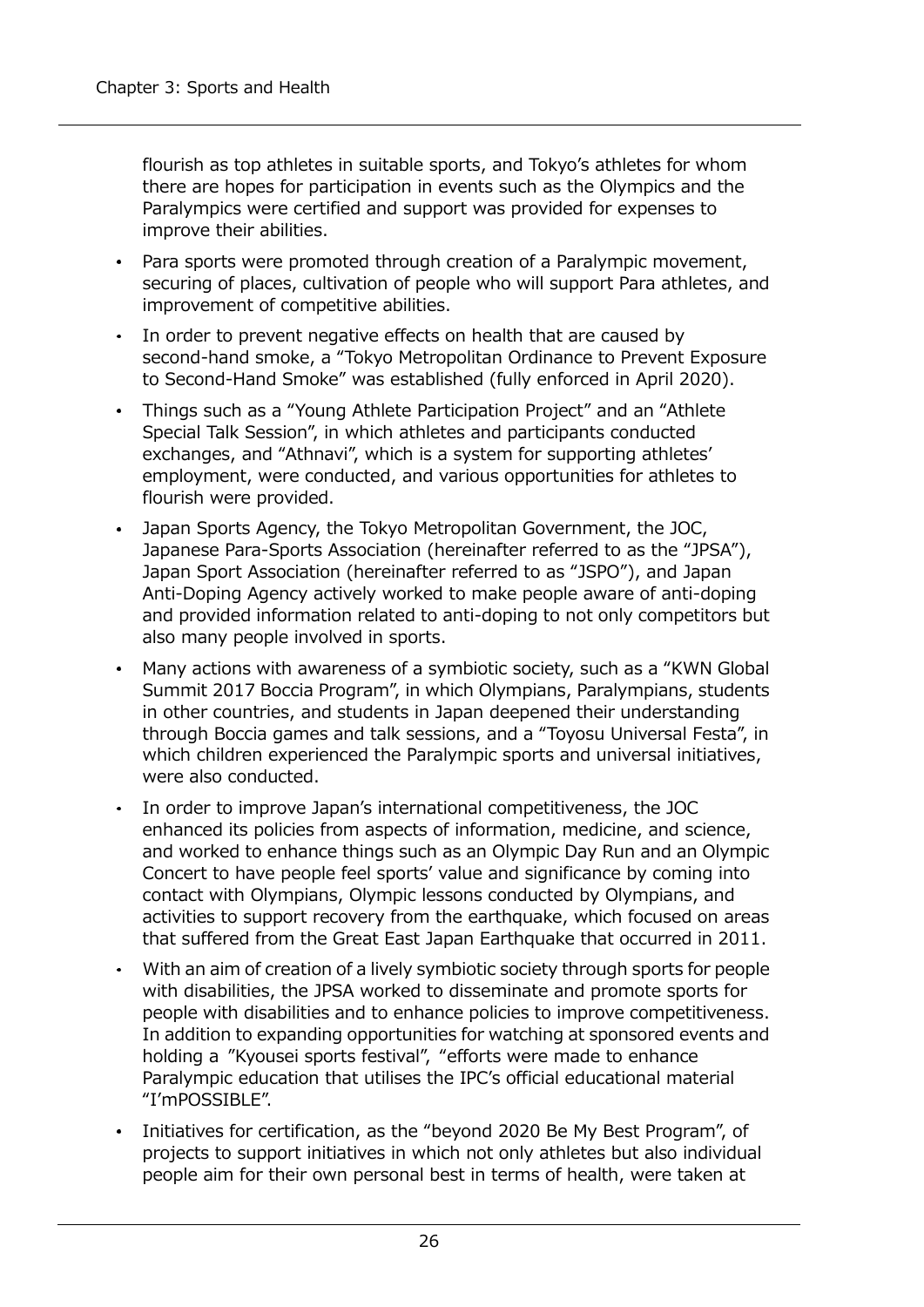flourish as top athletes in suitable sports, and Tokyo's athletes for whom there are hopes for participation in events such as the Olympics and the Paralympics were certified and support was provided for expenses to improve their abilities.

- Para sports were promoted through creation of a Paralympic movement, securing of places, cultivation of people who will support Para athletes, and improvement of competitive abilities.
- In order to prevent negative effects on health that are caused by second-hand smoke, a "Tokyo Metropolitan Ordinance to Prevent Exposure to Second-Hand Smoke" was established (fully enforced in April 2020).
- Things such as a "Young Athlete Participation Project" and an "Athlete Special Talk Session", in which athletes and participants conducted exchanges, and "Athnavi", which is a system for supporting athletes' employment, were conducted, and various opportunities for athletes to flourish were provided.
- Japan Sports Agency, the Tokyo Metropolitan Government, the JOC, Japanese Para-Sports Association (hereinafter referred to as the "JPSA"), Japan Sport Association (hereinafter referred to as "JSPO"), and Japan Anti-Doping Agency actively worked to make people aware of anti-doping and provided information related to anti-doping to not only competitors but also many people involved in sports.
- Many actions with awareness of a symbiotic society, such as a "KWN Global Summit 2017 Boccia Program", in which Olympians, Paralympians, students in other countries, and students in Japan deepened their understanding through Boccia games and talk sessions, and a "Toyosu Universal Festa", in which children experienced the Paralympic sports and universal initiatives, were also conducted.
- In order to improve Japan's international competitiveness, the JOC enhanced its policies from aspects of information, medicine, and science, and worked to enhance things such as an Olympic Day Run and an Olympic Concert to have people feel sports' value and significance by coming into contact with Olympians, Olympic lessons conducted by Olympians, and activities to support recovery from the earthquake, which focused on areas that suffered from the Great East Japan Earthquake that occurred in 2011.
- With an aim of creation of a lively symbiotic society through sports for people with disabilities, the JPSA worked to disseminate and promote sports for people with disabilities and to enhance policies to improve competitiveness. In addition to expanding opportunities for watching at sponsored events and holding a "Kyousei sports festival", "efforts were made to enhance Paralympic education that utilises the IPC's official educational material "I'mPOSSIBLE".
- Initiatives for certification, as the "beyond 2020 Be My Best Program", of projects to support initiatives in which not only athletes but also individual people aim for their own personal best in terms of health, were taken at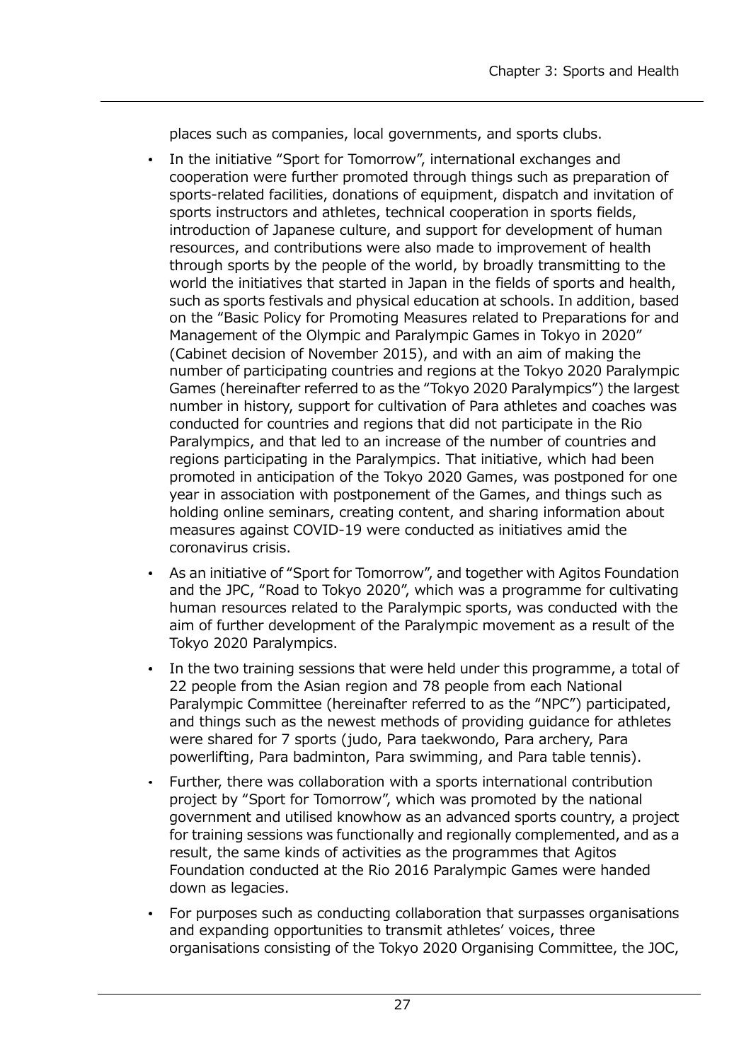places such as companies, local governments, and sports clubs.

- In the initiative "Sport for Tomorrow", international exchanges and cooperation were further promoted through things such as preparation of sports-related facilities, donations of equipment, dispatch and invitation of sports instructors and athletes, technical cooperation in sports fields, introduction of Japanese culture, and support for development of human resources, and contributions were also made to improvement of health through sports by the people of the world, by broadly transmitting to the world the initiatives that started in Japan in the fields of sports and health, such as sports festivals and physical education at schools. In addition, based on the "Basic Policy for Promoting Measures related to Preparations for and Management of the Olympic and Paralympic Games in Tokyo in 2020" (Cabinet decision of November 2015), and with an aim of making the number of participating countries and regions at the Tokyo 2020 Paralympic Games (hereinafter referred to as the "Tokyo 2020 Paralympics") the largest number in history, support for cultivation of Para athletes and coaches was conducted for countries and regions that did not participate in the Rio Paralympics, and that led to an increase of the number of countries and regions participating in the Paralympics. That initiative, which had been promoted in anticipation of the Tokyo 2020 Games, was postponed for one year in association with postponement of the Games, and things such as holding online seminars, creating content, and sharing information about measures against COVID-19 were conducted as initiatives amid the coronavirus crisis.
- As an initiative of "Sport for Tomorrow", and together with Agitos Foundation and the JPC, "Road to Tokyo 2020", which was a programme for cultivating human resources related to the Paralympic sports, was conducted with the aim of further development of the Paralympic movement as a result of the Tokyo 2020 Paralympics.
- In the two training sessions that were held under this programme, a total of 22 people from the Asian region and 78 people from each National Paralympic Committee (hereinafter referred to as the "NPC") participated, and things such as the newest methods of providing guidance for athletes were shared for 7 sports (judo, Para taekwondo, Para archery, Para powerlifting, Para badminton, Para swimming, and Para table tennis).
- Further, there was collaboration with a sports international contribution project by "Sport for Tomorrow", which was promoted by the national government and utilised knowhow as an advanced sports country, a project for training sessions was functionally and regionally complemented, and as a result, the same kinds of activities as the programmes that Agitos Foundation conducted at the Rio 2016 Paralympic Games were handed down as legacies.
- For purposes such as conducting collaboration that surpasses organisations and expanding opportunities to transmit athletes' voices, three organisations consisting of the Tokyo 2020 Organising Committee, the JOC,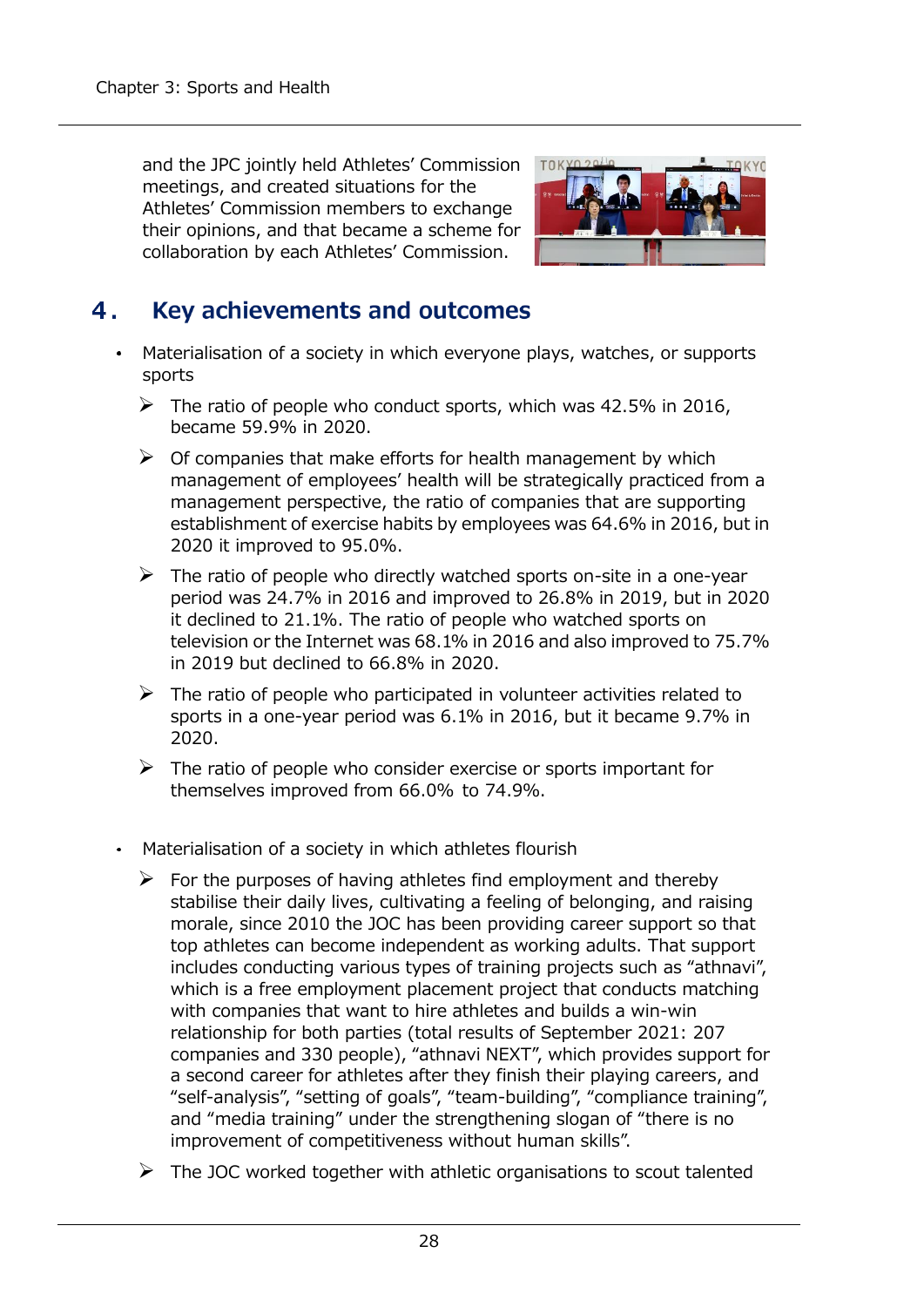and the JPC jointly held Athletes' Commission meetings, and created situations for the Athletes' Commission members to exchange their opinions, and that became a scheme for collaboration by each Athletes' Commission.

## 4. Key achievements and outcomes

- Materialisation of a society in which everyone plays, watches, or supports sports
  - The ratio of people who conduct sports, which was 42.5% in 2016, became 59.9% in 2020.
  - Of companies that make efforts for health management by which management of employees' health will be strategically practiced from a management perspective, the ratio of companies that are supporting establishment of exercise habits by employees was 64.6% in 2016, but in 2020 it improved to 95.0%.
  - The ratio of people who directly watched sports on-site in a one-year period was 24.7% in 2016 and improved to 26.8% in 2019, but in 2020 it declined to 21.1%. The ratio of people who watched sports on television or the Internet was 68.1% in 2016 and also improved to 75.7% in 2019 but declined to 66.8% in 2020.
  - The ratio of people who participated in volunteer activities related to sports in a one-year period was 6.1% in 2016, but it became 9.7% in 2020.
  - The ratio of people who consider exercise or sports important for themselves improved from 66.0% to 74.9%.

- Materialisation of a society in which athletes flourish
  - For the purposes of having athletes find employment and thereby stabilise their daily lives, cultivating a feeling of belonging, and raising morale, since 2010 the JOC has been providing career support so that top athletes can become independent as working adults. That support includes conducting various types of training projects such as "athnavi", which is a free employment placement project that conducts matching with companies that want to hire athletes and builds a win-win relationship for both parties (total results of September 2021: 207 companies and 330 people), "athnavi NEXT", which provides support for a second career for athletes after they finish their playing careers, and "self-analysis", "setting of goals", "team-building", "compliance training", and "media training" under the strengthening slogan of "there is no improvement of competitiveness without human skills".
  - The JOC worked together with athletic organisations to scout talented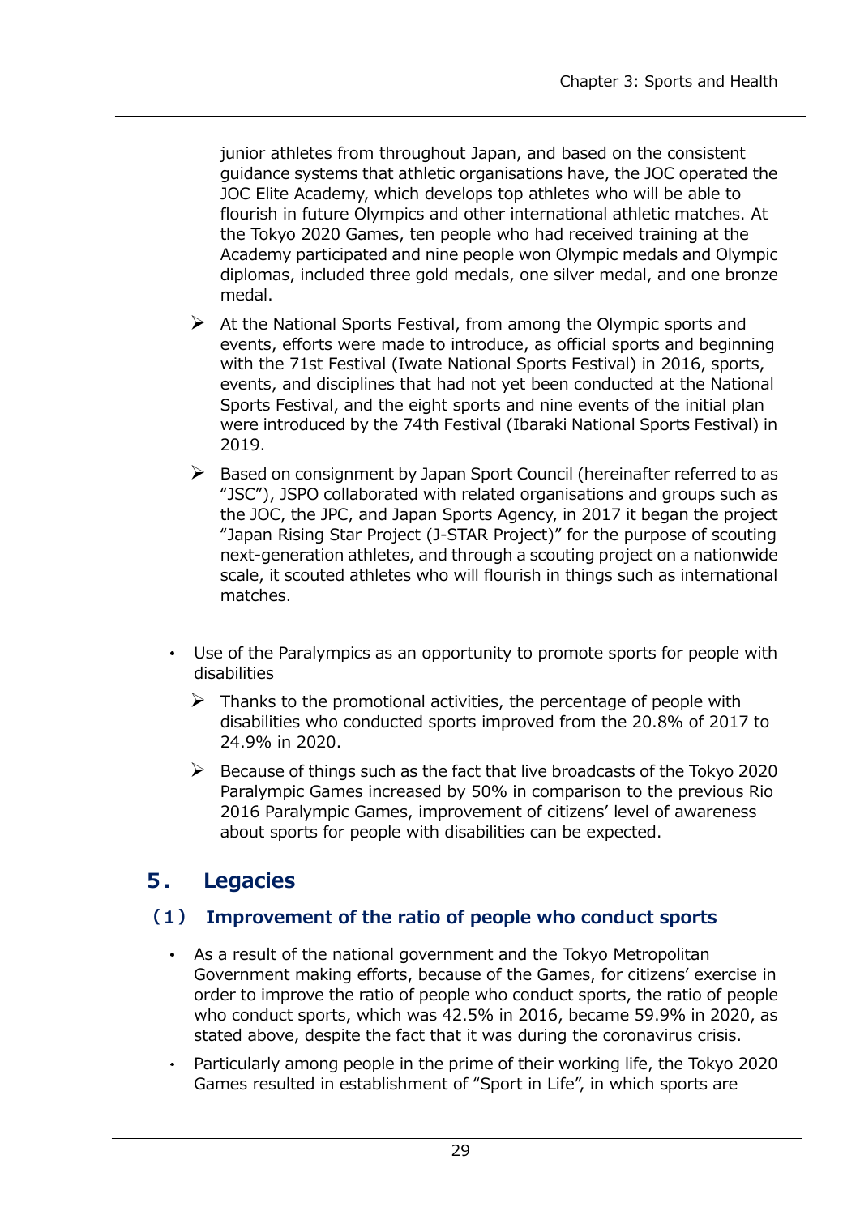junior athletes from throughout Japan, and based on the consistent guidance systems that athletic organisations have, the JOC operated the JOC Elite Academy, which develops top athletes who will be able to flourish in future Olympics and other international athletic matches. At the Tokyo 2020 Games, ten people who had received training at the Academy participated and nine people won Olympic medals and Olympic diplomas, included three gold medals, one silver medal, and one bronze medal.

- At the National Sports Festival, from among the Olympic sports and events, efforts were made to introduce, as official sports and beginning with the 71st Festival (Iwate National Sports Festival) in 2016, sports, events, and disciplines that had not yet been conducted at the National Sports Festival, and the eight sports and nine events of the initial plan were introduced by the 74th Festival (Ibaraki National Sports Festival) in 2019.
- Based on consignment by Japan Sport Council (hereinafter referred to as "JSC"), JSPO collaborated with related organisations and groups such as the JOC, the JPC, and Japan Sports Agency, in 2017 it began the project "Japan Rising Star Project (J-STAR Project)" for the purpose of scouting next-generation athletes, and through a scouting project on a nationwide scale, it scouted athletes who will flourish in things such as international matches.

- Use of the Paralympics as an opportunity to promote sports for people with disabilities
  - Thanks to the promotional activities, the percentage of people with disabilities who conducted sports improved from the 20.8% of 2017 to 24.9% in 2020.
  - Because of things such as the fact that live broadcasts of the Tokyo 2020 Paralympic Games increased by 50% in comparison to the previous Rio 2016 Paralympic Games, improvement of citizens' level of awareness about sports for people with disabilities can be expected.

## 5. Legacies

### (1) Improvement of the ratio of people who conduct sports

- As a result of the national government and the Tokyo Metropolitan Government making efforts, because of the Games, for citizens' exercise in order to improve the ratio of people who conduct sports, the ratio of people who conduct sports, which was 42.5% in 2016, became 59.9% in 2020, as stated above, despite the fact that it was during the coronavirus crisis.
- Particularly among people in the prime of their working life, the Tokyo 2020 Games resulted in establishment of "Sport in Life", in which sports are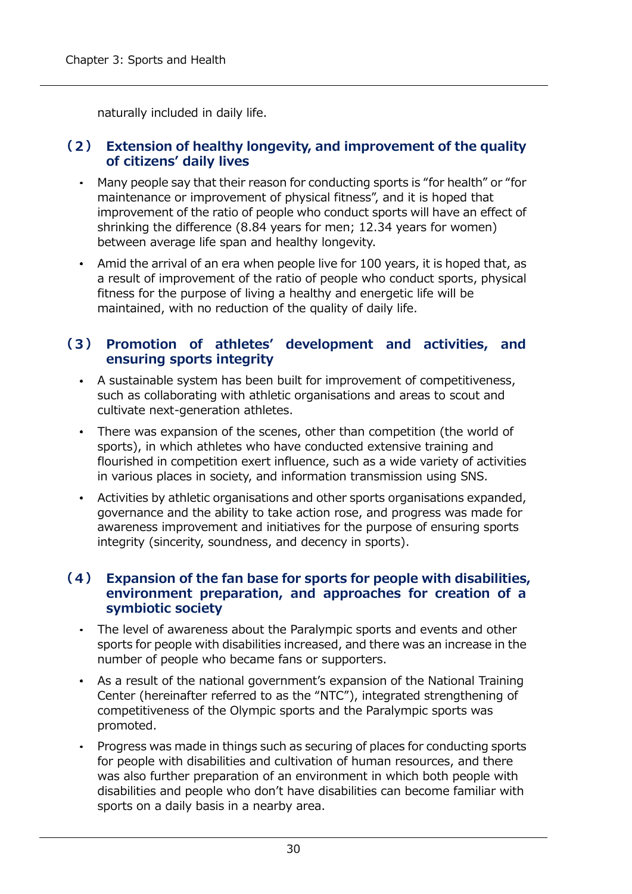naturally included in daily life.

### (2) Extension of healthy longevity, and improvement of the quality of citizens' daily lives

- Many people say that their reason for conducting sports is "for health" or "for maintenance or improvement of physical fitness", and it is hoped that improvement of the ratio of people who conduct sports will have an effect of shrinking the difference (8.84 years for men; 12.34 years for women) between average life span and healthy longevity.
- Amid the arrival of an era when people live for 100 years, it is hoped that, as a result of improvement of the ratio of people who conduct sports, physical fitness for the purpose of living a healthy and energetic life will be maintained, with no reduction of the quality of daily life.

### (3) Promotion of athletes' development and activities, and ensuring sports integrity

- A sustainable system has been built for improvement of competitiveness, such as collaborating with athletic organisations and areas to scout and cultivate next-generation athletes.
- There was expansion of the scenes, other than competition (the world of sports), in which athletes who have conducted extensive training and flourished in competition exert influence, such as a wide variety of activities in various places in society, and information transmission using SNS.
- Activities by athletic organisations and other sports organisations expanded, governance and the ability to take action rose, and progress was made for awareness improvement and initiatives for the purpose of ensuring sports integrity (sincerity, soundness, and decency in sports).

### (4) Expansion of the fan base for sports for people with disabilities, environment preparation, and approaches for creation of a symbiotic society

- The level of awareness about the Paralympic sports and events and other sports for people with disabilities increased, and there was an increase in the number of people who became fans or supporters.
- As a result of the national government's expansion of the National Training Center (hereinafter referred to as the "NTC"), integrated strengthening of competitiveness of the Olympic sports and the Paralympic sports was promoted.
- Progress was made in things such as securing of places for conducting sports for people with disabilities and cultivation of human resources, and there was also further preparation of an environment in which both people with disabilities and people who don't have disabilities can become familiar with sports on a daily basis in a nearby area.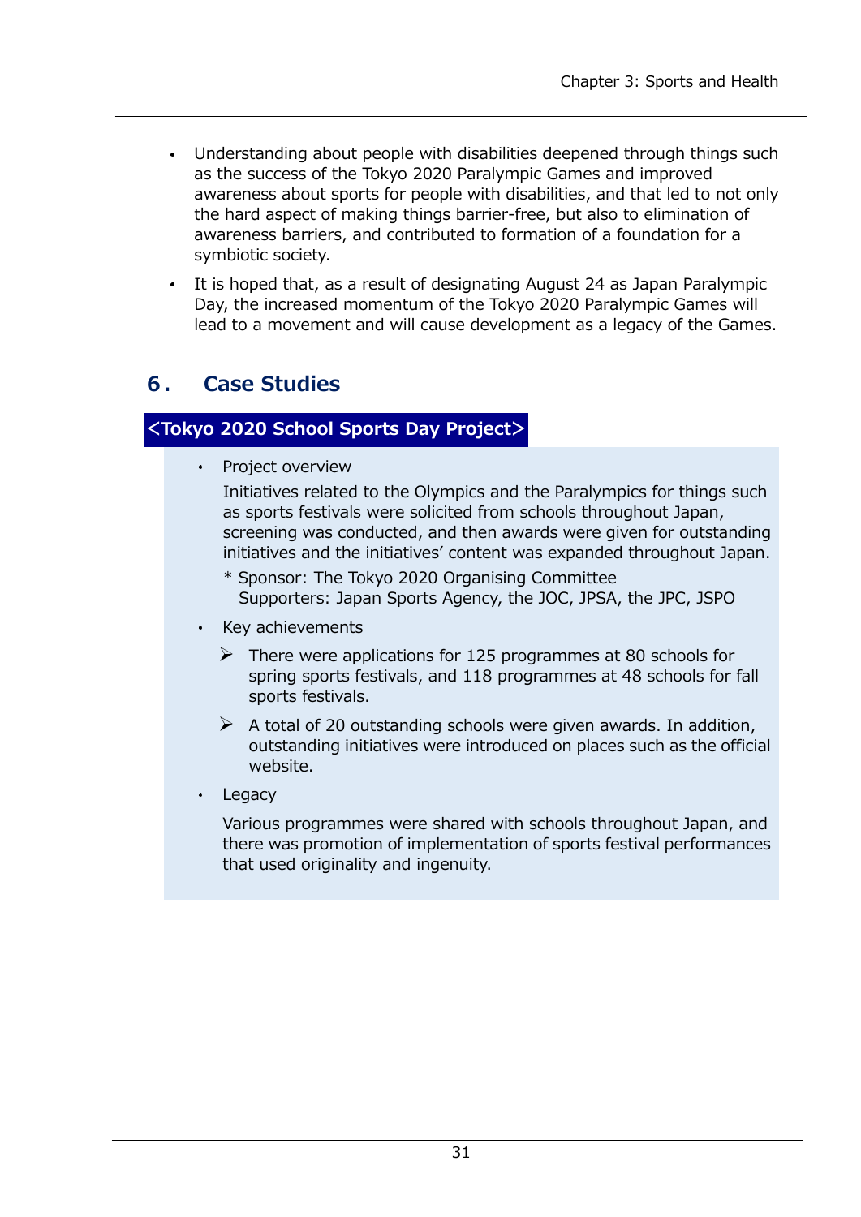- Understanding about people with disabilities deepened through things such as the success of the Tokyo 2020 Paralympic Games and improved awareness about sports for people with disabilities, and that led to not only the hard aspect of making things barrier-free, but also to elimination of awareness barriers, and contributed to formation of a foundation for a symbiotic society.
- It is hoped that, as a result of designating August 24 as Japan Paralympic Day, the increased momentum of the Tokyo 2020 Paralympic Games will lead to a movement and will cause development as a legacy of the Games.

## 6. Case Studies

### <Tokyo 2020 School Sports Day Project>

- Project overview

  Initiatives related to the Olympics and the Paralympics for things such as sports festivals were solicited from schools throughout Japan, screening was conducted, and then awards were given for outstanding initiatives and the initiatives' content was expanded throughout Japan.

  \* Sponsor: The Tokyo 2020 Organising Committee
  Supporters: Japan Sports Agency, the JOC, JPSA, the JPC, JSPO

- Key achievements
  - There were applications for 125 programmes at 80 schools for spring sports festivals, and 118 programmes at 48 schools for fall sports festivals.
  - A total of 20 outstanding schools were given awards. In addition, outstanding initiatives were introduced on places such as the official website.

- Legacy

  Various programmes were shared with schools throughout Japan, and there was promotion of implementation of sports festival performances that used originality and ingenuity.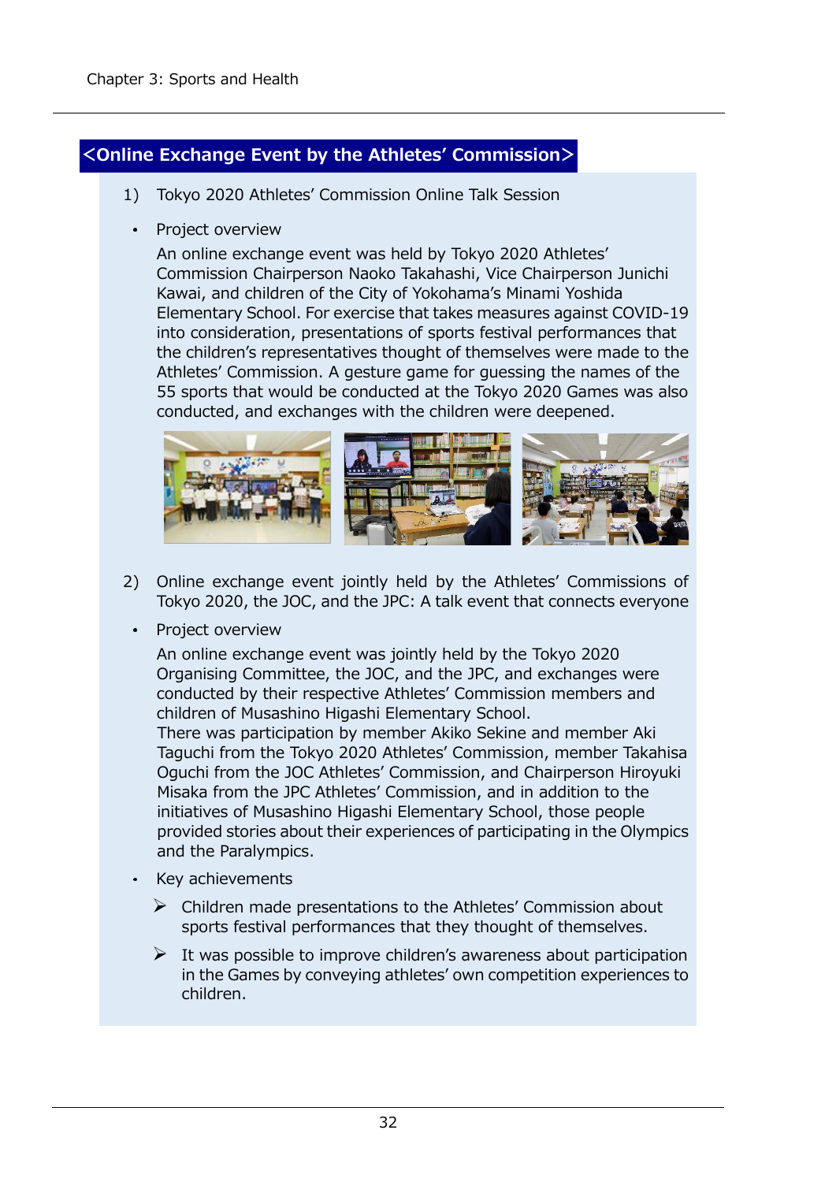## <Online Exchange Event by the Athletes' Commission>

1) Tokyo 2020 Athletes' Commission Online Talk Session

- Project overview

  An online exchange event was held by Tokyo 2020 Athletes' Commission Chairperson Naoko Takahashi, Vice Chairperson Junichi Kawai, and children of the City of Yokohama's Minami Yoshida Elementary School. For exercise that takes measures against COVID-19 into consideration, presentations of sports festival performances that the children's representatives thought of themselves were made to the Athletes' Commission. A gesture game for guessing the names of the 55 sports that would be conducted at the Tokyo 2020 Games was also conducted, and exchanges with the children were deepened.

2) Online exchange event jointly held by the Athletes' Commissions of Tokyo 2020, the JOC, and the JPC: A talk event that connects everyone

- Project overview

  An online exchange event was jointly held by the Tokyo 2020 Organising Committee, the JOC, and the JPC, and exchanges were conducted by their respective Athletes' Commission members and children of Musashino Higashi Elementary School.
  There was participation by member Akiko Sekine and member Aki Taguchi from the Tokyo 2020 Athletes' Commission, member Takahisa Oguchi from the JOC Athletes' Commission, and Chairperson Hiroyuki Misaka from the JPC Athletes' Commission, and in addition to the initiatives of Musashino Higashi Elementary School, those people provided stories about their experiences of participating in the Olympics and the Paralympics.

- Key achievements
  - Children made presentations to the Athletes' Commission about sports festival performances that they thought of themselves.
  - It was possible to improve children's awareness about participation in the Games by conveying athletes' own competition experiences to children.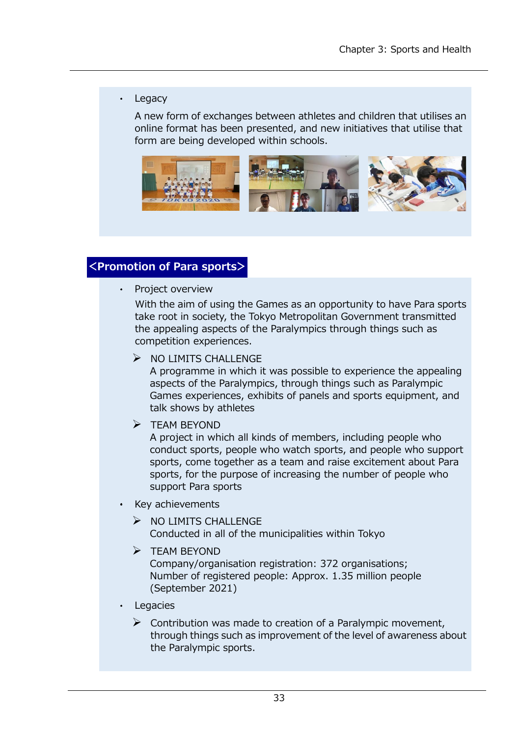- Legacy

  A new form of exchanges between athletes and children that utilises an online format has been presented, and new initiatives that utilise that form are being developed within schools.

## <Promotion of Para sports>

- Project overview

  With the aim of using the Games as an opportunity to have Para sports take root in society, the Tokyo Metropolitan Government transmitted the appealing aspects of the Paralympics through things such as competition experiences.

  - NO LIMITS CHALLENGE
    A programme in which it was possible to experience the appealing aspects of the Paralympics, through things such as Paralympic Games experiences, exhibits of panels and sports equipment, and talk shows by athletes
  - TEAM BEYOND
    A project in which all kinds of members, including people who conduct sports, people who watch sports, and people who support sports, come together as a team and raise excitement about Para sports, for the purpose of increasing the number of people who support Para sports

- Key achievements

  - NO LIMITS CHALLENGE
    Conducted in all of the municipalities within Tokyo
  - TEAM BEYOND
    Company/organisation registration: 372 organisations;
    Number of registered people: Approx. 1.35 million people
    (September 2021)

- Legacies

  - Contribution was made to creation of a Paralympic movement, through things such as improvement of the level of awareness about the Paralympic sports.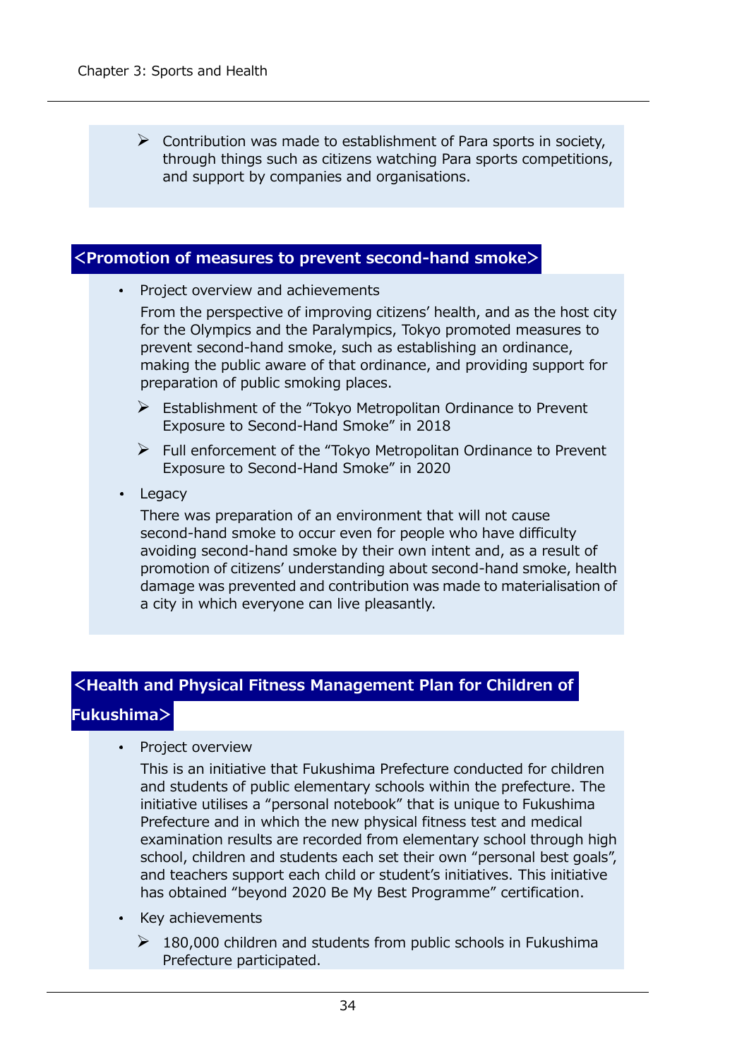- Contribution was made to establishment of Para sports in society, through things such as citizens watching Para sports competitions, and support by companies and organisations.

## <Promotion of measures to prevent second-hand smoke>

- Project overview and achievements

  From the perspective of improving citizens' health, and as the host city for the Olympics and the Paralympics, Tokyo promoted measures to prevent second-hand smoke, such as establishing an ordinance, making the public aware of that ordinance, and providing support for preparation of public smoking places.

  - Establishment of the "Tokyo Metropolitan Ordinance to Prevent Exposure to Second-Hand Smoke" in 2018
  - Full enforcement of the "Tokyo Metropolitan Ordinance to Prevent Exposure to Second-Hand Smoke" in 2020

- Legacy

  There was preparation of an environment that will not cause second-hand smoke to occur even for people who have difficulty avoiding second-hand smoke by their own intent and, as a result of promotion of citizens' understanding about second-hand smoke, health damage was prevented and contribution was made to materialisation of a city in which everyone can live pleasantly.

## <Health and Physical Fitness Management Plan for Children of Fukushima>

- Project overview

  This is an initiative that Fukushima Prefecture conducted for children and students of public elementary schools within the prefecture. The initiative utilises a "personal notebook" that is unique to Fukushima Prefecture and in which the new physical fitness test and medical examination results are recorded from elementary school through high school, children and students each set their own "personal best goals", and teachers support each child or student's initiatives. This initiative has obtained "beyond 2020 Be My Best Programme" certification.

- Key achievements

  - 180,000 children and students from public schools in Fukushima Prefecture participated.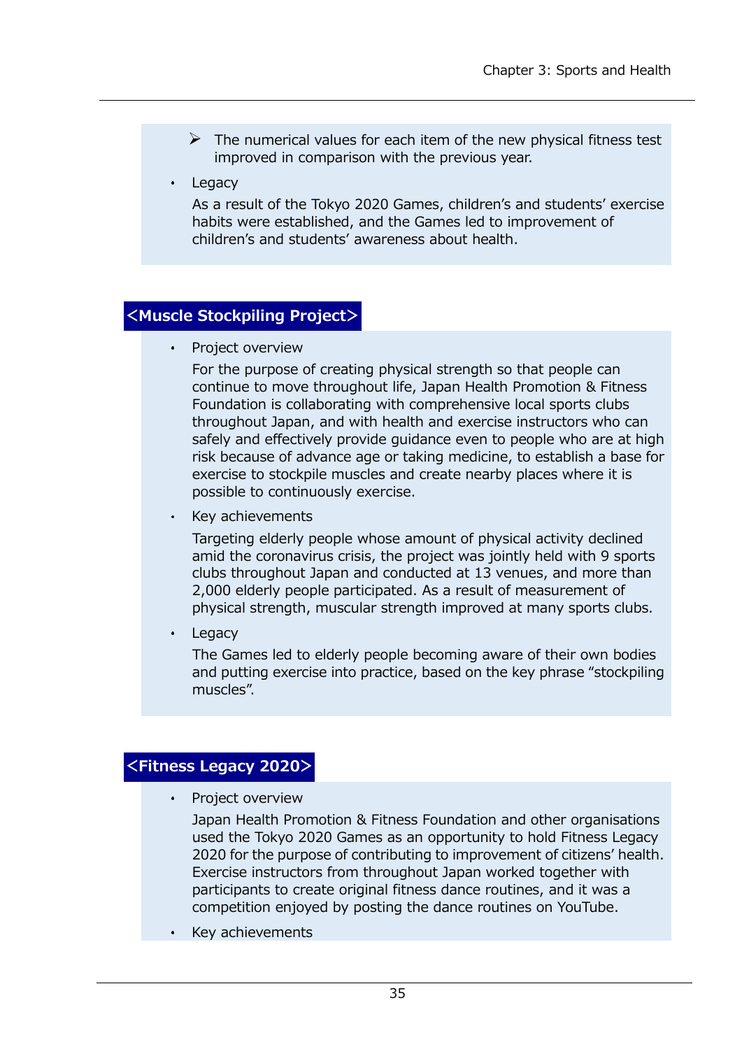- The numerical values for each item of the new physical fitness test improved in comparison with the previous year.

- Legacy

  As a result of the Tokyo 2020 Games, children's and students' exercise habits were established, and the Games led to improvement of children's and students' awareness about health.

## <Muscle Stockpiling Project>

- Project overview

  For the purpose of creating physical strength so that people can continue to move throughout life, Japan Health Promotion & Fitness Foundation is collaborating with comprehensive local sports clubs throughout Japan, and with health and exercise instructors who can safely and effectively provide guidance even to people who are at high risk because of advance age or taking medicine, to establish a base for exercise to stockpile muscles and create nearby places where it is possible to continuously exercise.

- Key achievements

  Targeting elderly people whose amount of physical activity declined amid the coronavirus crisis, the project was jointly held with 9 sports clubs throughout Japan and conducted at 13 venues, and more than 2,000 elderly people participated. As a result of measurement of physical strength, muscular strength improved at many sports clubs.

- Legacy

  The Games led to elderly people becoming aware of their own bodies and putting exercise into practice, based on the key phrase "stockpiling muscles".

## <Fitness Legacy 2020>

- Project overview

  Japan Health Promotion & Fitness Foundation and other organisations used the Tokyo 2020 Games as an opportunity to hold Fitness Legacy 2020 for the purpose of contributing to improvement of citizens' health. Exercise instructors from throughout Japan worked together with participants to create original fitness dance routines, and it was a competition enjoyed by posting the dance routines on YouTube.

- Key achievements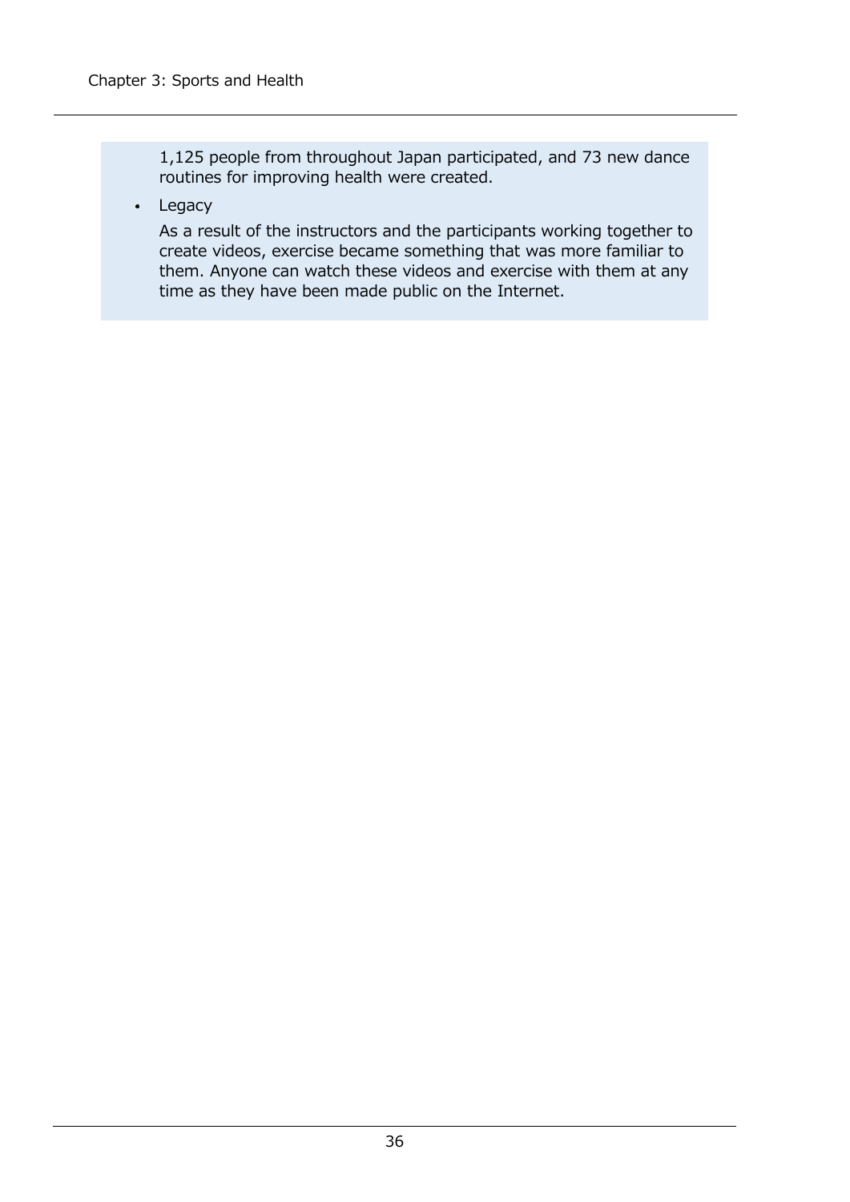1,125 people from throughout Japan participated, and 73 new dance routines for improving health were created.

- Legacy

  As a result of the instructors and the participants working together to create videos, exercise became something that was more familiar to them. Anyone can watch these videos and exercise with them at any time as they have been made public on the Internet.